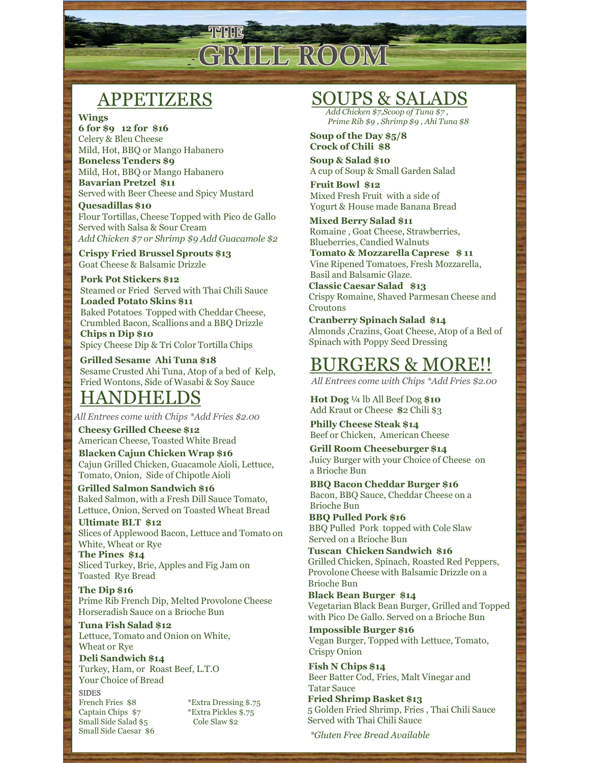# THE GRILL ROOM

## APPETIZERS

**Wings**
**6 for $9   12 for  $16**
Celery & Bleu Cheese
Mild, Hot, BBQ or Mango Habanero

**Boneless Tenders $9**
Mild, Hot, BBQ or Mango Habanero

**Bavarian Pretzel  $11**
Served with Beer Cheese and Spicy Mustard

**Quesadillas $10**
Flour Tortillas, Cheese Topped with Pico de Gallo Served with Salsa & Sour Cream
*Add Chicken $7 or Shrimp $9 Add Guacamole $2*

**Crispy Fried Brussel Sprouts $13**
Goat Cheese & Balsamic Drizzle

**Pork Pot Stickers $12**
Steamed or Fried  Served with Thai Chili Sauce

**Loaded Potato Skins $11**
Baked Potatoes  Topped with Cheddar Cheese, Crumbled Bacon, Scallions and a BBQ Drizzle

**Chips n Dip $10**
Spicy Cheese Dip & Tri Color Tortilla Chips

**Grilled Sesame  Ahi Tuna $18**
Sesame Crusted Ahi Tuna, Atop of a bed of  Kelp, Fried Wontons, Side of Wasabi & Soy Sauce

## HANDHELDS

*All Entrees come with Chips *Add Fries $2.00*

**Cheesy Grilled Cheese $12**
American Cheese, Toasted White Bread

**Blacken Cajun Chicken Wrap $16**
Cajun Grilled Chicken, Guacamole Aioli, Lettuce, Tomato, Onion,  Side of Chipotle Aioli

**Grilled Salmon Sandwich $16**
Baked Salmon, with a Fresh Dill Sauce Tomato, Lettuce, Onion, Served on Toasted Wheat Bread

**Ultimate BLT  $12**
Slices of Applewood Bacon, Lettuce and Tomato on White, Wheat or Rye

**The Pines  $14**
Sliced Turkey, Brie, Apples and Fig Jam on Toasted  Rye Bread

**The Dip $16**
Prime Rib French Dip, Melted Provolone Cheese Horseradish Sauce on a Brioche Bun

**Tuna Fish Salad $12**
Lettuce, Tomato and Onion on White, Wheat or Rye

**Deli Sandwich $14**
Turkey, Ham, or  Roast Beef, L.T.O
Your Choice of Bread

### SIDES

French Fries  $8
Captain Chips  $7
Small Side Salad $5
Small Side Caesar  $6
*Extra Dressing $.75
*Extra Pickles $.75
Cole Slaw $2

## SOUPS & SALADS

*Add Chicken $7,Scoop of Tuna $7 , Prime Rib $9 , Shrimp $9 , Ahi Tuna $8*

**Soup of the Day $5/8**
**Crock of Chili  $8**

**Soup & Salad $10**
A cup of Soup & Small Garden Salad

**Fruit Bowl  $12**
Mixed Fresh Fruit  with a side of Yogurt & House made Banana Bread

**Mixed Berry Salad $11**
Romaine , Goat Cheese, Strawberries, Blueberries, Candied Walnuts

**Tomato & Mozzarella Caprese   $ 11**
Vine Ripened Tomatoes, Fresh Mozzarella, Basil and Balsamic Glaze.

**Classic Caesar Salad   $13**
Crispy Romaine, Shaved Parmesan Cheese and Croutons

**Cranberry Spinach Salad  $14**
Almonds ,Crazins, Goat Cheese, Atop of a Bed of Spinach with Poppy Seed Dressing

## BURGERS & MORE!!

*All Entrees come with Chips *Add Fries $2.00*

**Hot Dog** ¼ lb All Beef Dog **$10**
Add Kraut or Cheese  **$**2 Chili $3

**Philly Cheese Steak $14**
Beef or Chicken,  American Cheese

**Grill Room Cheeseburger $14**
Juicy Burger with your Choice of Cheese  on a Brioche Bun

**BBQ Bacon Cheddar Burger $16**
Bacon, BBQ Sauce, Cheddar Cheese on a Brioche Bun

**BBQ Pulled Pork $16**
BBQ Pulled  Pork  topped with Cole Slaw Served on a Brioche Bun

**Tuscan  Chicken Sandwich  $16**
Grilled Chicken, Spinach, Roasted Red Peppers, Provolone Cheese with Balsamic Drizzle on a Brioche Bun

**Black Bean Burger  $14**
Vegetarian Black Bean Burger, Grilled and Topped with Pico De Gallo. Served on a Brioche Bun

**Impossible Burger $16**
Vegan Burger, Topped with Lettuce, Tomato, Crispy Onion

**Fish N Chips $14**
Beer Batter Cod, Fries, Malt Vinegar and Tatar Sauce

**Fried Shrimp Basket $13**
5 Golden Fried Shrimp, Fries , Thai Chili Sauce Served with Thai Chili Sauce

*\*Gluten Free Bread Available*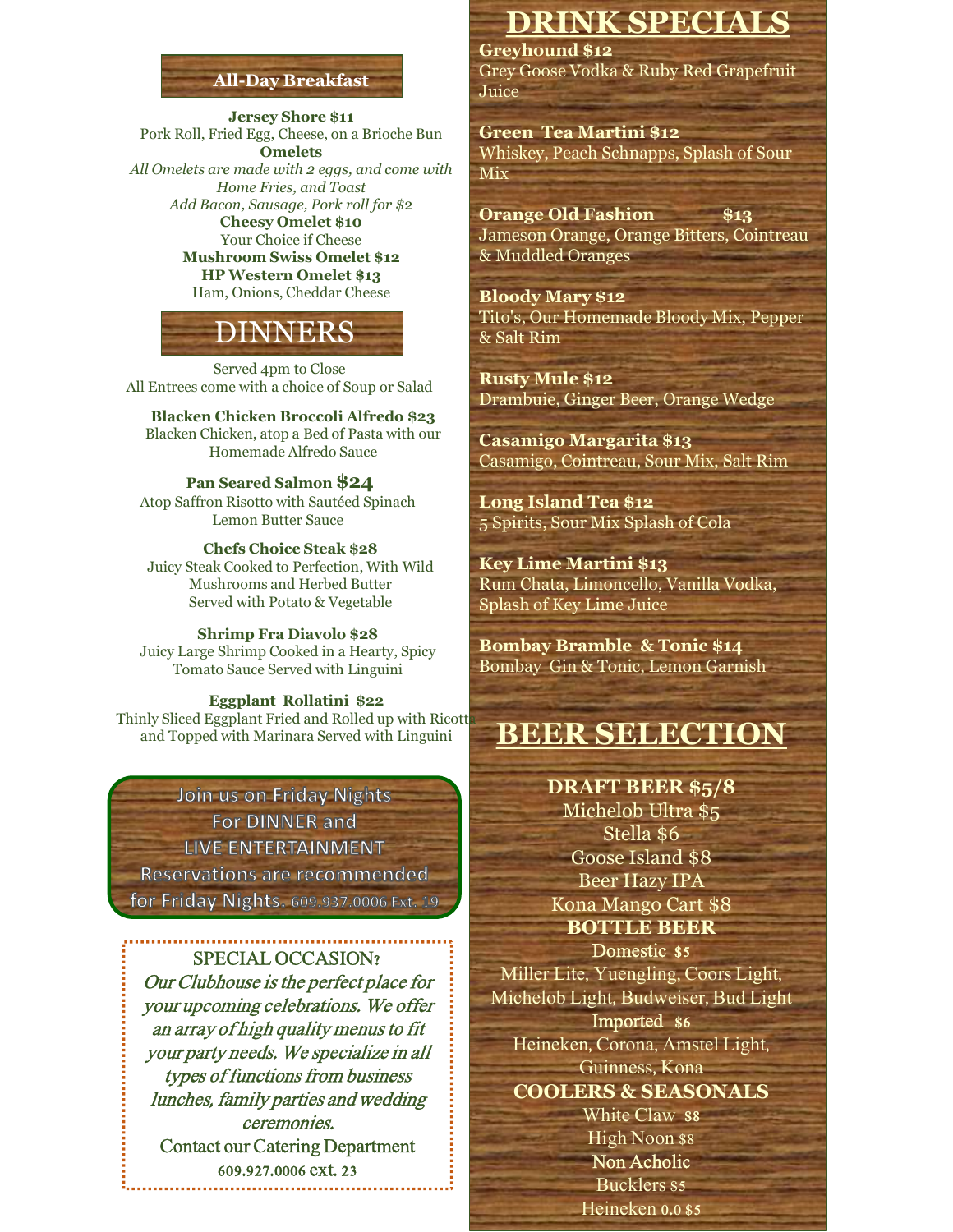## All-Day Breakfast

**Jersey Shore $11**
Pork Roll, Fried Egg, Cheese, on a Brioche Bun

**Omelets**
*All Omelets are made with 2 eggs, and come with Home Fries, and Toast*
*Add Bacon, Sausage, Pork roll for $2*

**Cheesy Omelet $10**
Your Choice if Cheese

**Mushroom Swiss Omelet $12**

**HP Western Omelet $13**
Ham, Onions, Cheddar Cheese

## DINNERS

Served 4pm to Close
All Entrees come with a choice of Soup or Salad

**Blacken Chicken Broccoli Alfredo $23**
Blacken Chicken, atop a Bed of Pasta with our Homemade Alfredo Sauce

**Pan Seared Salmon $24**
Atop Saffron Risotto with Sautéed Spinach Lemon Butter Sauce

**Chefs Choice Steak $28**
Juicy Steak Cooked to Perfection, With Wild Mushrooms and Herbed Butter
Served with Potato & Vegetable

**Shrimp Fra Diavolo $28**
Juicy Large Shrimp Cooked in a Hearty, Spicy Tomato Sauce Served with Linguini

**Eggplant Rollatini $22**
Thinly Sliced Eggplant Fried and Rolled up with Ricotta and Topped with Marinara Served with Linguini

Join us on Friday Nights
For DINNER and
LIVE ENTERTAINMENT
Reservations are recommended for Friday Nights. 609.937.0006 Ext. 19

SPECIAL OCCASION?
*Our Clubhouse is the perfect place for your upcoming celebrations. We offer an array of high quality menus to fit your party needs. We specialize in all types of functions from business lunches, family parties and wedding ceremonies.*
Contact our Catering Department
609.927.0006 ext. 23

## DRINK SPECIALS

**Greyhound $12**
Grey Goose Vodka & Ruby Red Grapefruit Juice

**Green Tea Martini $12**
Whiskey, Peach Schnapps, Splash of Sour Mix

**Orange Old Fashion $13**
Jameson Orange, Orange Bitters, Cointreau & Muddled Oranges

**Bloody Mary $12**
Tito's, Our Homemade Bloody Mix, Pepper & Salt Rim

**Rusty Mule $12**
Drambuie, Ginger Beer, Orange Wedge

**Casamigo Margarita $13**
Casamigo, Cointreau, Sour Mix, Salt Rim

**Long Island Tea $12**
5 Spirits, Sour Mix Splash of Cola

**Key Lime Martini $13**
Rum Chata, Limoncello, Vanilla Vodka, Splash of Key Lime Juice

**Bombay Bramble & Tonic $14**
Bombay Gin & Tonic, Lemon Garnish

## BEER SELECTION

**DRAFT BEER $5/8**
Michelob Ultra $5
Stella $6
Goose Island $8
Beer Hazy IPA
Kona Mango Cart $8

**BOTTLE BEER**
Domestic $5
Miller Lite, Yuengling, Coors Light, Michelob Light, Budweiser, Bud Light

Imported $6
Heineken, Corona, Amstel Light, Guinness, Kona

**COOLERS & SEASONALS**
White Claw $8
High Noon $8

Non Acholic
Bucklers $5
Heineken 0.0 $5